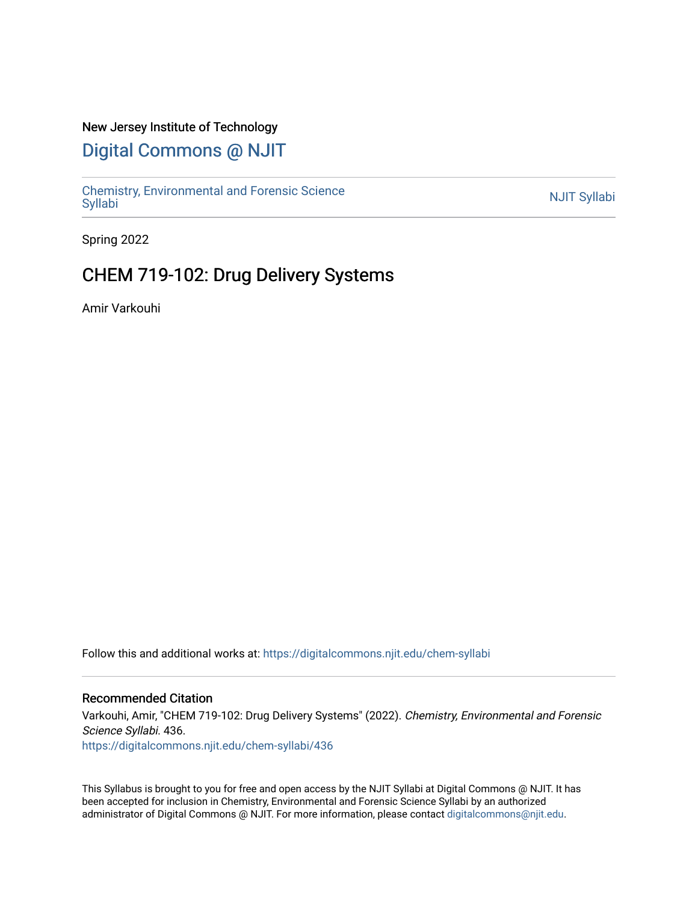New Jersey Institute of Technology

# Digital Commons @ NJIT

Chemistry, Environmental and Forensic Science Syllabi

NJIT Syllabi

Spring 2022

## CHEM 719-102: Drug Delivery Systems

Amir Varkouhi

Follow this and additional works at: https://digitalcommons.njit.edu/chem-syllabi

### Recommended Citation

Varkouhi, Amir, "CHEM 719-102: Drug Delivery Systems" (2022). *Chemistry, Environmental and Forensic Science Syllabi*. 436.
https://digitalcommons.njit.edu/chem-syllabi/436

This Syllabus is brought to you for free and open access by the NJIT Syllabi at Digital Commons @ NJIT. It has been accepted for inclusion in Chemistry, Environmental and Forensic Science Syllabi by an authorized administrator of Digital Commons @ NJIT. For more information, please contact digitalcommons@njit.edu.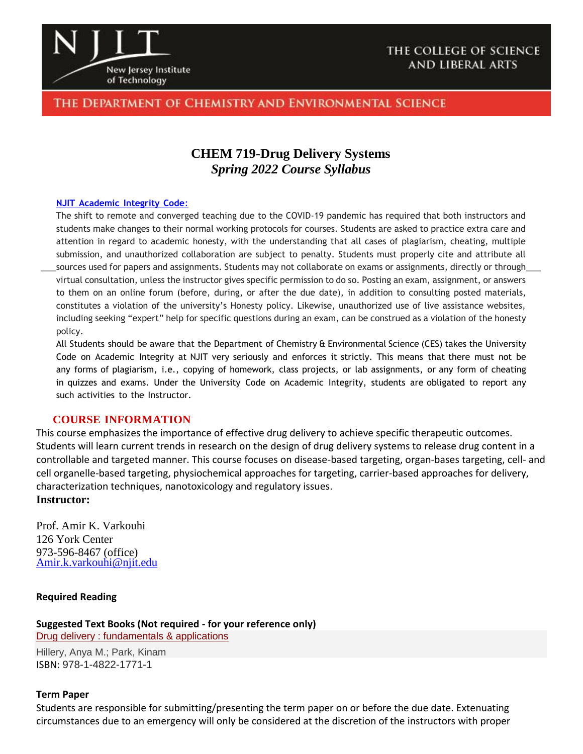# CHEM 719-Drug Delivery Systems

*Spring 2022 Course Syllabus*

**NJIT Academic Integrity Code:**

The shift to remote and converged teaching due to the COVID-19 pandemic has required that both instructors and students make changes to their normal working protocols for courses. Students are asked to practice extra care and attention in regard to academic honesty, with the understanding that all cases of plagiarism, cheating, multiple submission, and unauthorized collaboration are subject to penalty. Students must properly cite and attribute all sources used for papers and assignments. Students may not collaborate on exams or assignments, directly or through virtual consultation, unless the instructor gives specific permission to do so. Posting an exam, assignment, or answers to them on an online forum (before, during, or after the due date), in addition to consulting posted materials, constitutes a violation of the university's Honesty policy. Likewise, unauthorized use of live assistance websites, including seeking "expert" help for specific questions during an exam, can be construed as a violation of the honesty policy.

All Students should be aware that the Department of Chemistry & Environmental Science (CES) takes the University Code on Academic Integrity at NJIT very seriously and enforces it strictly. This means that there must not be any forms of plagiarism, i.e., copying of homework, class projects, or lab assignments, or any form of cheating in quizzes and exams. Under the University Code on Academic Integrity, students are obligated to report any such activities to the Instructor.

## COURSE INFORMATION

This course emphasizes the importance of effective drug delivery to achieve specific therapeutic outcomes. Students will learn current trends in research on the design of drug delivery systems to release drug content in a controllable and targeted manner. This course focuses on disease-based targeting, organ-bases targeting, cell- and cell organelle-based targeting, physiochemical approaches for targeting, carrier-based approaches for delivery, characterization techniques, nanotoxicology and regulatory issues.

**Instructor:**

Prof. Amir K. Varkouhi
126 York Center
973-596-8467 (office)
Amir.k.varkouhi@njit.edu

**Required Reading**

**Suggested Text Books (Not required - for your reference only)**

Drug delivery : fundamentals & applications
Hillery, Anya M.; Park, Kinam
ISBN: 978-1-4822-1771-1

**Term Paper**

Students are responsible for submitting/presenting the term paper on or before the due date. Extenuating circumstances due to an emergency will only be considered at the discretion of the instructors with proper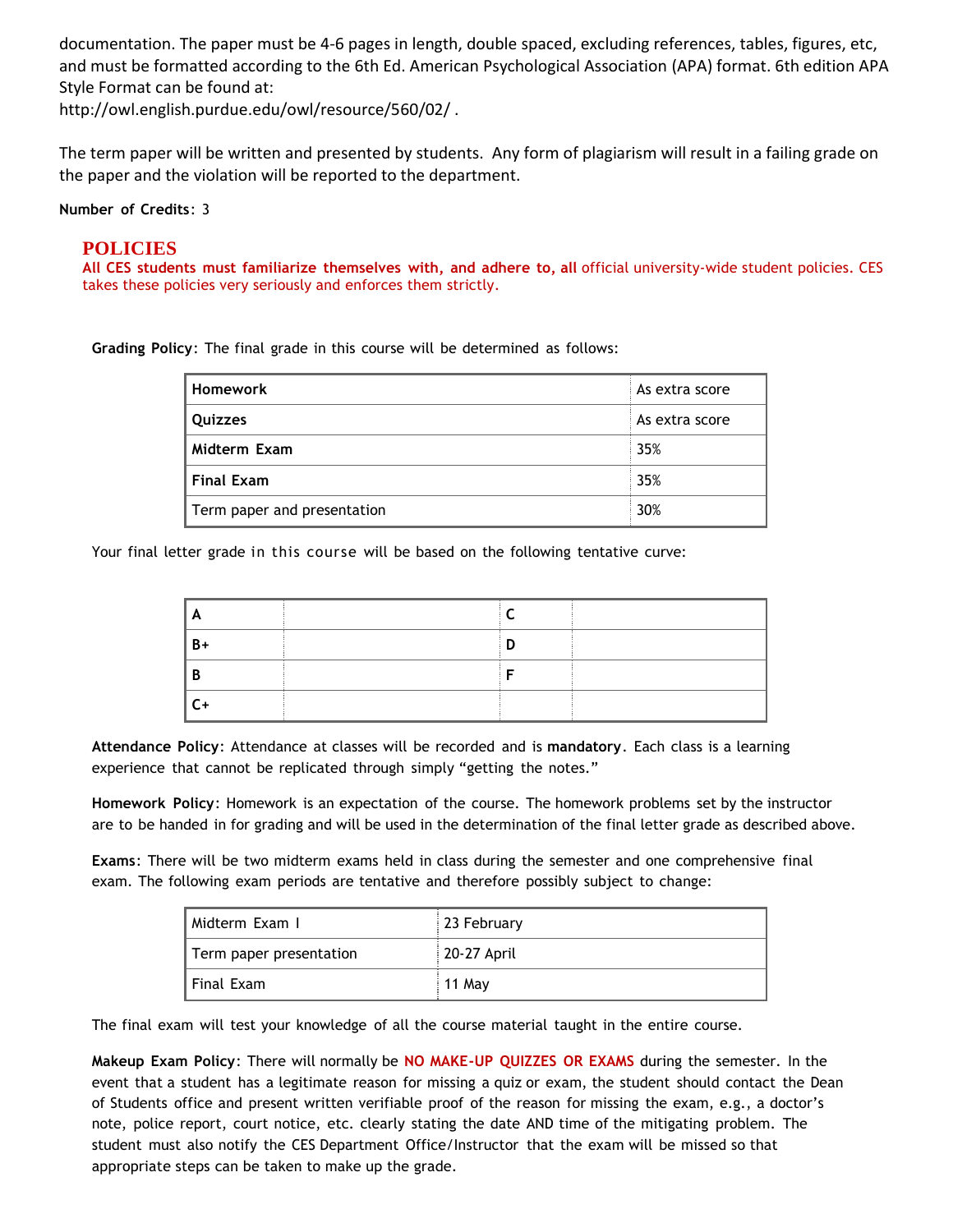documentation. The paper must be 4-6 pages in length, double spaced, excluding references, tables, figures, etc, and must be formatted according to the 6th Ed. American Psychological Association (APA) format. 6th edition APA Style Format can be found at:
http://owl.english.purdue.edu/owl/resource/560/02/ .

The term paper will be written and presented by students. Any form of plagiarism will result in a failing grade on the paper and the violation will be reported to the department.

**Number of Credits**: 3

## POLICIES

**All CES students must familiarize themselves with, and adhere to, all** official university-wide student policies. CES takes these policies very seriously and enforces them strictly.

**Grading Policy**: The final grade in this course will be determined as follows:

| | |
|---|---|
| **Homework** | As extra score |
| **Quizzes** | As extra score |
| **Midterm Exam** | 35% |
| **Final Exam** | 35% |
| Term paper and presentation | 30% |

Your final letter grade in this course will be based on the following tentative curve:

| | | | |
|---|---|---|---|
| **A** | | **C** | |
| **B+** | | **D** | |
| **B** | | **F** | |
| **C+** | | | |

**Attendance Policy**: Attendance at classes will be recorded and is **mandatory**. Each class is a learning experience that cannot be replicated through simply "getting the notes."

**Homework Policy**: Homework is an expectation of the course. The homework problems set by the instructor are to be handed in for grading and will be used in the determination of the final letter grade as described above.

**Exams**: There will be two midterm exams held in class during the semester and one comprehensive final exam. The following exam periods are tentative and therefore possibly subject to change:

| | |
|---|---|
| Midterm Exam I | 23 February |
| Term paper presentation | 20-27 April |
| Final Exam | 11 May |

The final exam will test your knowledge of all the course material taught in the entire course.

**Makeup Exam Policy**: There will normally be **NO MAKE-UP QUIZZES OR EXAMS** during the semester. In the event that a student has a legitimate reason for missing a quiz or exam, the student should contact the Dean of Students office and present written verifiable proof of the reason for missing the exam, e.g., a doctor's note, police report, court notice, etc. clearly stating the date AND time of the mitigating problem. The student must also notify the CES Department Office/Instructor that the exam will be missed so that appropriate steps can be taken to make up the grade.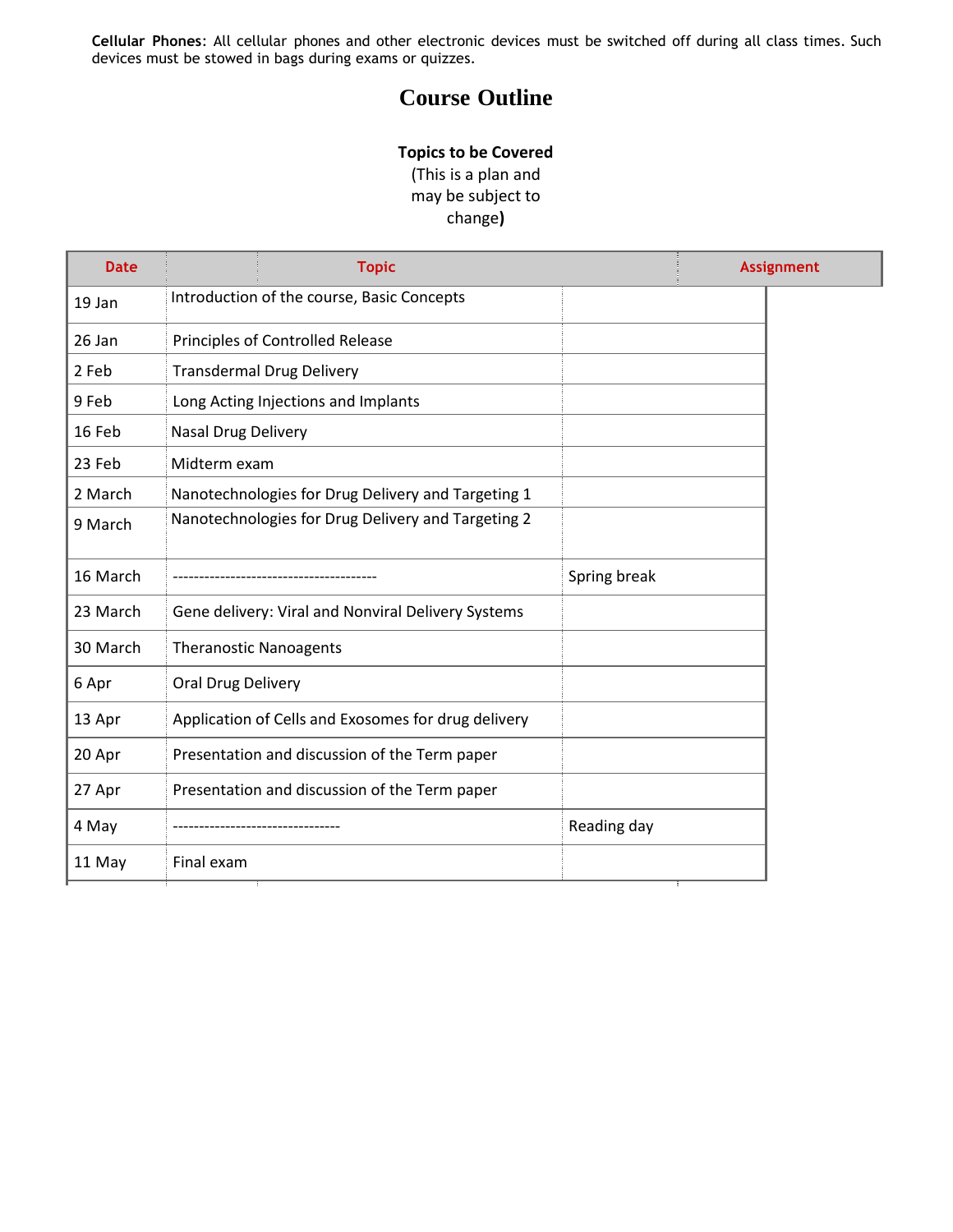**Cellular Phones**: All cellular phones and other electronic devices must be switched off during all class times. Such devices must be stowed in bags during exams or quizzes.

# Course Outline

**Topics to be Covered**
(This is a plan and may be subject to change**)**

| Date | Topic | Assignment |
|---|---|---|
| 19 Jan | Introduction of the course, Basic Concepts | |
| 26 Jan | Principles of Controlled Release | |
| 2 Feb | Transdermal Drug Delivery | |
| 9 Feb | Long Acting Injections and Implants | |
| 16 Feb | Nasal Drug Delivery | |
| 23 Feb | Midterm exam | |
| 2 March | Nanotechnologies for Drug Delivery and Targeting 1 | |
| 9 March | Nanotechnologies for Drug Delivery and Targeting 2 | |
| 16 March | --------------------------------------- | Spring break |
| 23 March | Gene delivery: Viral and Nonviral Delivery Systems | |
| 30 March | Theranostic Nanoagents | |
| 6 Apr | Oral Drug Delivery | |
| 13 Apr | Application of Cells and Exosomes for drug delivery | |
| 20 Apr | Presentation and discussion of the Term paper | |
| 27 Apr | Presentation and discussion of the Term paper | |
| 4 May | -------------------------------- | Reading day |
| 11 May | Final exam | |